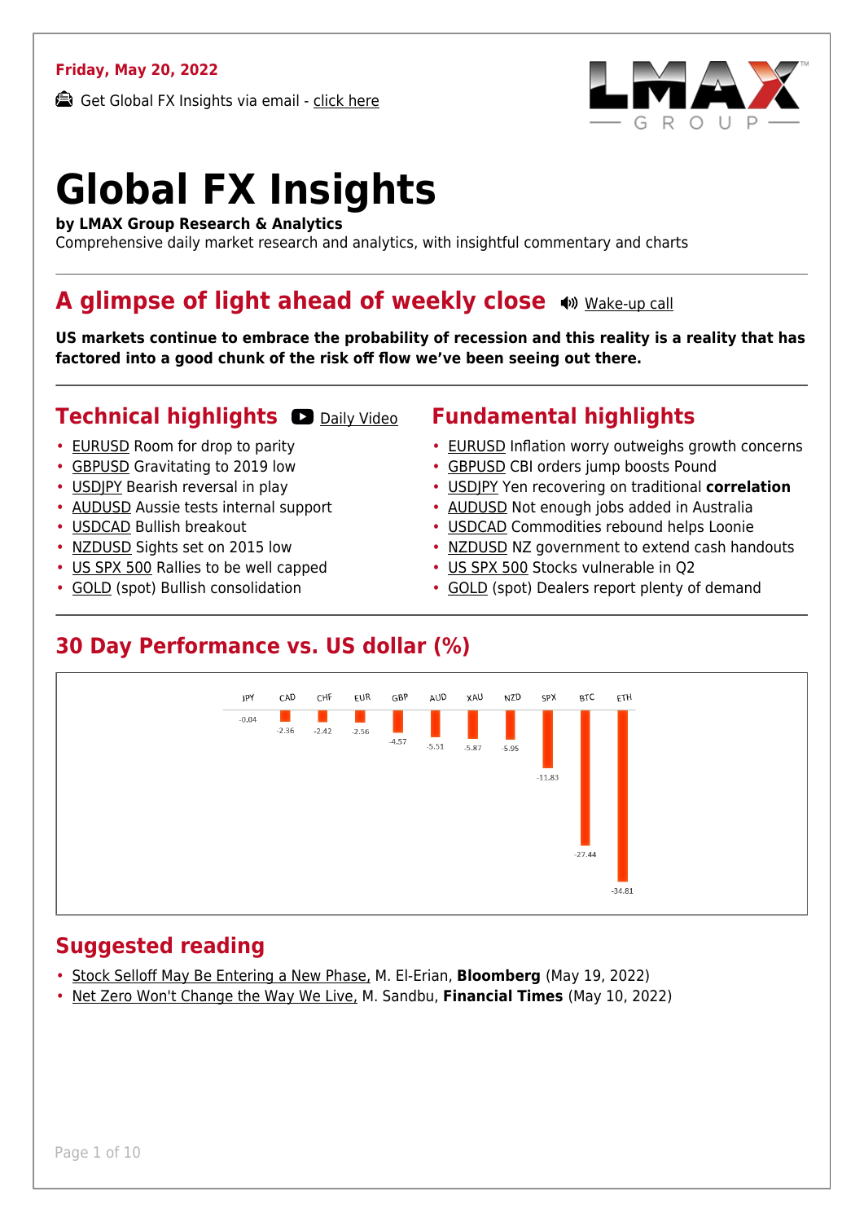**Friday, May 20, 2022**

Get Global FX Insights via email - click here

# Global FX Insights

**by LMAX Group Research & Analytics**

Comprehensive daily market research and analytics, with insightful commentary and charts

## A glimpse of light ahead of weekly close

Wake-up call

**US markets continue to embrace the probability of recession and this reality is a reality that has factored into a good chunk of the risk off flow we've been seeing out there.**

## Technical highlights

Daily Video

- EURUSD Room for drop to parity
- GBPUSD Gravitating to 2019 low
- USDJPY Bearish reversal in play
- AUDUSD Aussie tests internal support
- USDCAD Bullish breakout
- NZDUSD Sights set on 2015 low
- US SPX 500 Rallies to be well capped
- GOLD (spot) Bullish consolidation

## Fundamental highlights

- EURUSD Inflation worry outweighs growth concerns
- GBPUSD CBI orders jump boosts Pound
- USDJPY Yen recovering on traditional **correlation**
- AUDUSD Not enough jobs added in Australia
- USDCAD Commodities rebound helps Loonie
- NZDUSD NZ government to extend cash handouts
- US SPX 500 Stocks vulnerable in Q2
- GOLD (spot) Dealers report plenty of demand

## 30 Day Performance vs. US dollar (%)

| JPY | CAD | CHF | EUR | GBP | AUD | XAU | NZD | SPX | BTC | ETH |
|---|---|---|---|---|---|---|---|---|---|---|
| -0.04 | -2.36 | -2.42 | -2.56 | -4.57 | -5.51 | -5.87 | -5.95 | -11.83 | -27.44 | -34.81 |

## Suggested reading

- Stock Selloff May Be Entering a New Phase, M. El-Erian, **Bloomberg** (May 19, 2022)
- Net Zero Won't Change the Way We Live, M. Sandbu, **Financial Times** (May 10, 2022)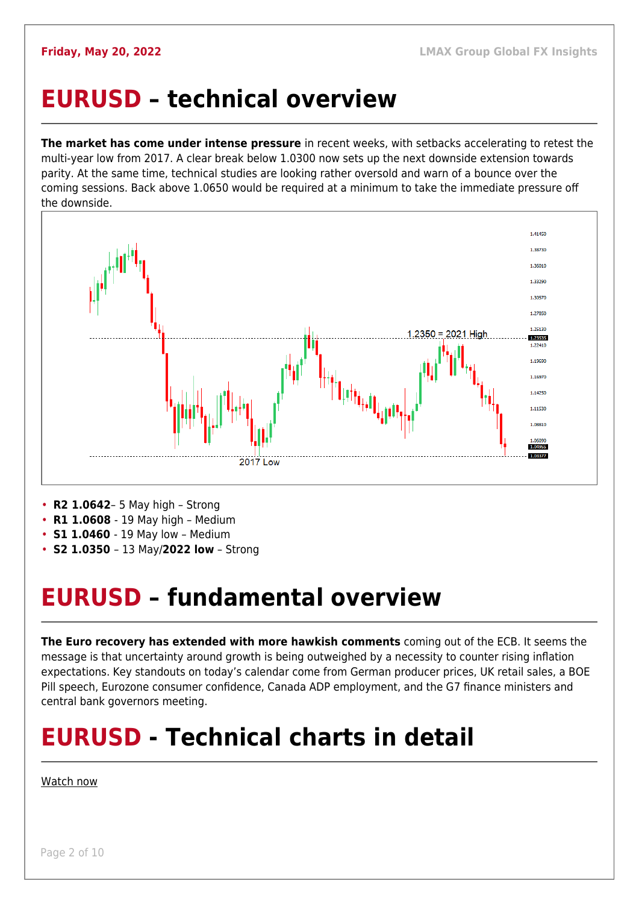# EURUSD – technical overview

**The market has come under intense pressure** in recent weeks, with setbacks accelerating to retest the multi-year low from 2017. A clear break below 1.0300 now sets up the next downside extension towards parity. At the same time, technical studies are looking rather oversold and warn of a bounce over the coming sessions. Back above 1.0650 would be required at a minimum to take the immediate pressure off the downside.

- **R2 1.0642**– 5 May high – Strong
- **R1 1.0608** - 19 May high – Medium
- **S1 1.0460** - 19 May low – Medium
- **S2 1.0350** – 13 May/**2022 low** – Strong

# EURUSD – fundamental overview

**The Euro recovery has extended with more hawkish comments** coming out of the ECB. It seems the message is that uncertainty around growth is being outweighed by a necessity to counter rising inflation expectations. Key standouts on today's calendar come from German producer prices, UK retail sales, a BOE Pill speech, Eurozone consumer confidence, Canada ADP employment, and the G7 finance ministers and central bank governors meeting.

# EURUSD - Technical charts in detail

Watch now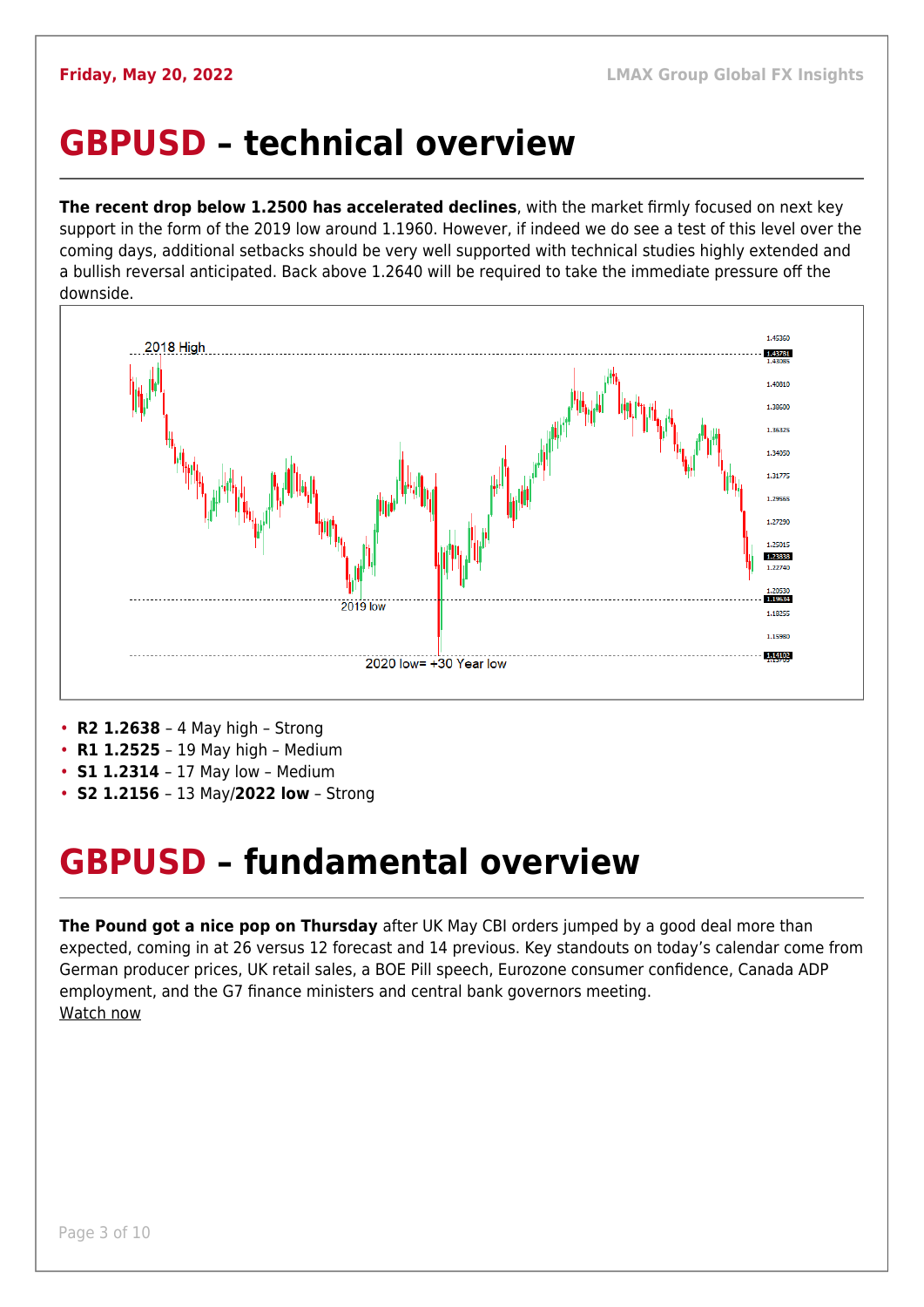# GBPUSD – technical overview

**The recent drop below 1.2500 has accelerated declines**, with the market firmly focused on next key support in the form of the 2019 low around 1.1960. However, if indeed we do see a test of this level over the coming days, additional setbacks should be very well supported with technical studies highly extended and a bullish reversal anticipated. Back above 1.2640 will be required to take the immediate pressure off the downside.

- **R2 1.2638** – 4 May high – Strong
- **R1 1.2525** – 19 May high – Medium
- **S1 1.2314** – 17 May low – Medium
- **S2 1.2156** – 13 May/**2022 low** – Strong

# GBPUSD – fundamental overview

**The Pound got a nice pop on Thursday** after UK May CBI orders jumped by a good deal more than expected, coming in at 26 versus 12 forecast and 14 previous. Key standouts on today's calendar come from German producer prices, UK retail sales, a BOE Pill speech, Eurozone consumer confidence, Canada ADP employment, and the G7 finance ministers and central bank governors meeting.
Watch now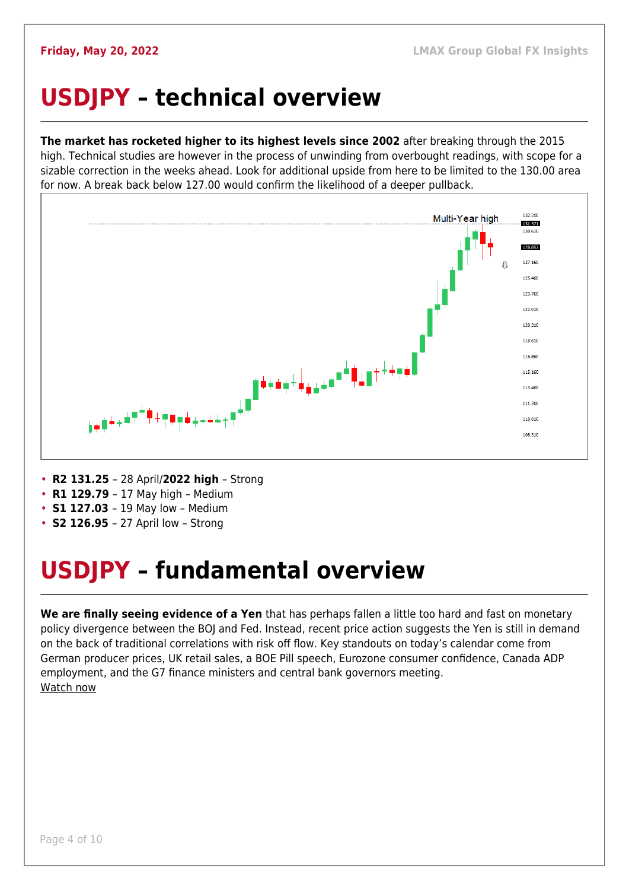# USDJPY – technical overview

**The market has rocketed higher to its highest levels since 2002** after breaking through the 2015 high. Technical studies are however in the process of unwinding from overbought readings, with scope for a sizable correction in the weeks ahead. Look for additional upside from here to be limited to the 130.00 area for now. A break back below 127.00 would confirm the likelihood of a deeper pullback.

- **R2 131.25** – 28 April/**2022 high** – Strong
- **R1 129.79** – 17 May high – Medium
- **S1 127.03** – 19 May low – Medium
- **S2 126.95** – 27 April low – Strong

# USDJPY – fundamental overview

**We are finally seeing evidence of a Yen** that has perhaps fallen a little too hard and fast on monetary policy divergence between the BOJ and Fed. Instead, recent price action suggests the Yen is still in demand on the back of traditional correlations with risk off flow. Key standouts on today's calendar come from German producer prices, UK retail sales, a BOE Pill speech, Eurozone consumer confidence, Canada ADP employment, and the G7 finance ministers and central bank governors meeting.
Watch now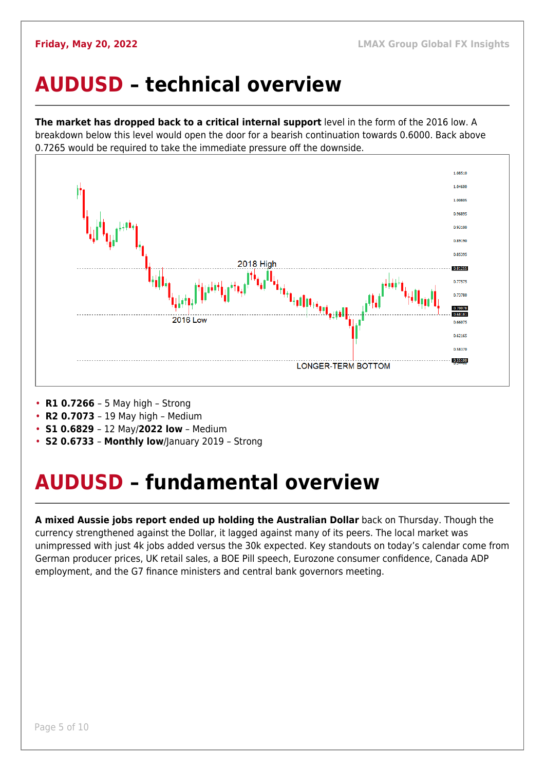# AUDUSD – technical overview

**The market has dropped back to a critical internal support** level in the form of the 2016 low. A breakdown below this level would open the door for a bearish continuation towards 0.6000. Back above 0.7265 would be required to take the immediate pressure off the downside.

- **R1 0.7266** – 5 May high – Strong
- **R2 0.7073** – 19 May high – Medium
- **S1 0.6829** – 12 May/**2022 low** – Medium
- **S2 0.6733** – **Monthly low**/January 2019 – Strong

# AUDUSD – fundamental overview

**A mixed Aussie jobs report ended up holding the Australian Dollar** back on Thursday. Though the currency strengthened against the Dollar, it lagged against many of its peers. The local market was unimpressed with just 4k jobs added versus the 30k expected. Key standouts on today's calendar come from German producer prices, UK retail sales, a BOE Pill speech, Eurozone consumer confidence, Canada ADP employment, and the G7 finance ministers and central bank governors meeting.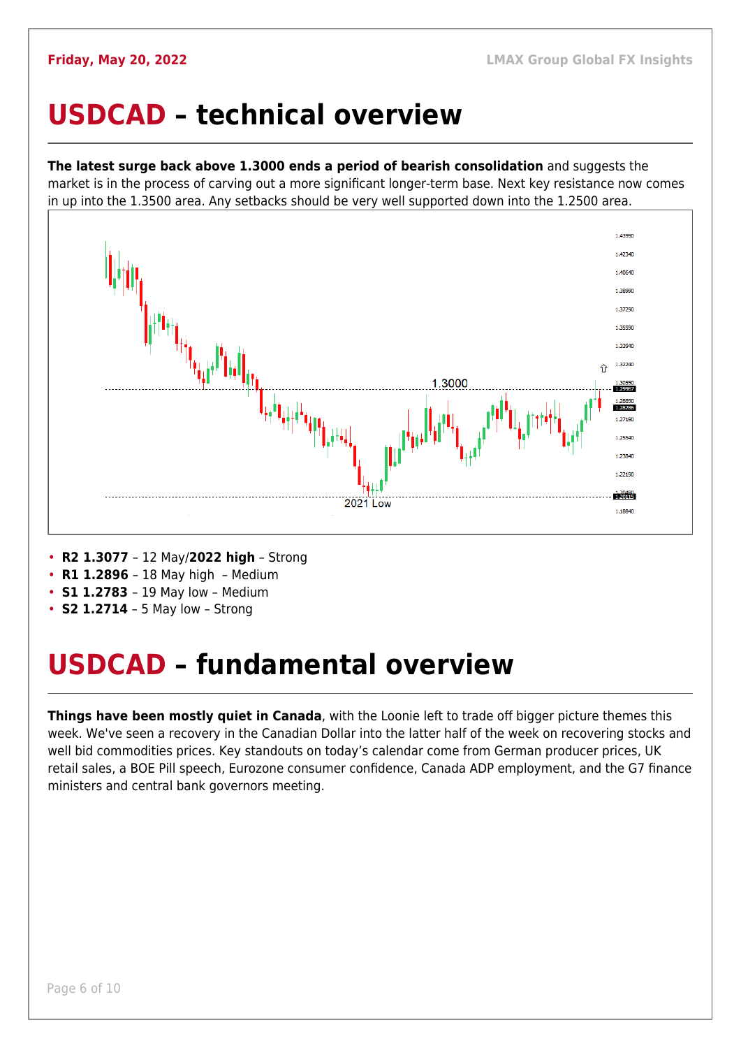# USDCAD – technical overview

**The latest surge back above 1.3000 ends a period of bearish consolidation** and suggests the market is in the process of carving out a more significant longer-term base. Next key resistance now comes in up into the 1.3500 area. Any setbacks should be very well supported down into the 1.2500 area.

- **R2 1.3077** – 12 May/**2022 high** – Strong
- **R1 1.2896** – 18 May high – Medium
- **S1 1.2783** – 19 May low – Medium
- **S2 1.2714** – 5 May low – Strong

# USDCAD – fundamental overview

**Things have been mostly quiet in Canada**, with the Loonie left to trade off bigger picture themes this week. We've seen a recovery in the Canadian Dollar into the latter half of the week on recovering stocks and well bid commodities prices. Key standouts on today's calendar come from German producer prices, UK retail sales, a BOE Pill speech, Eurozone consumer confidence, Canada ADP employment, and the G7 finance ministers and central bank governors meeting.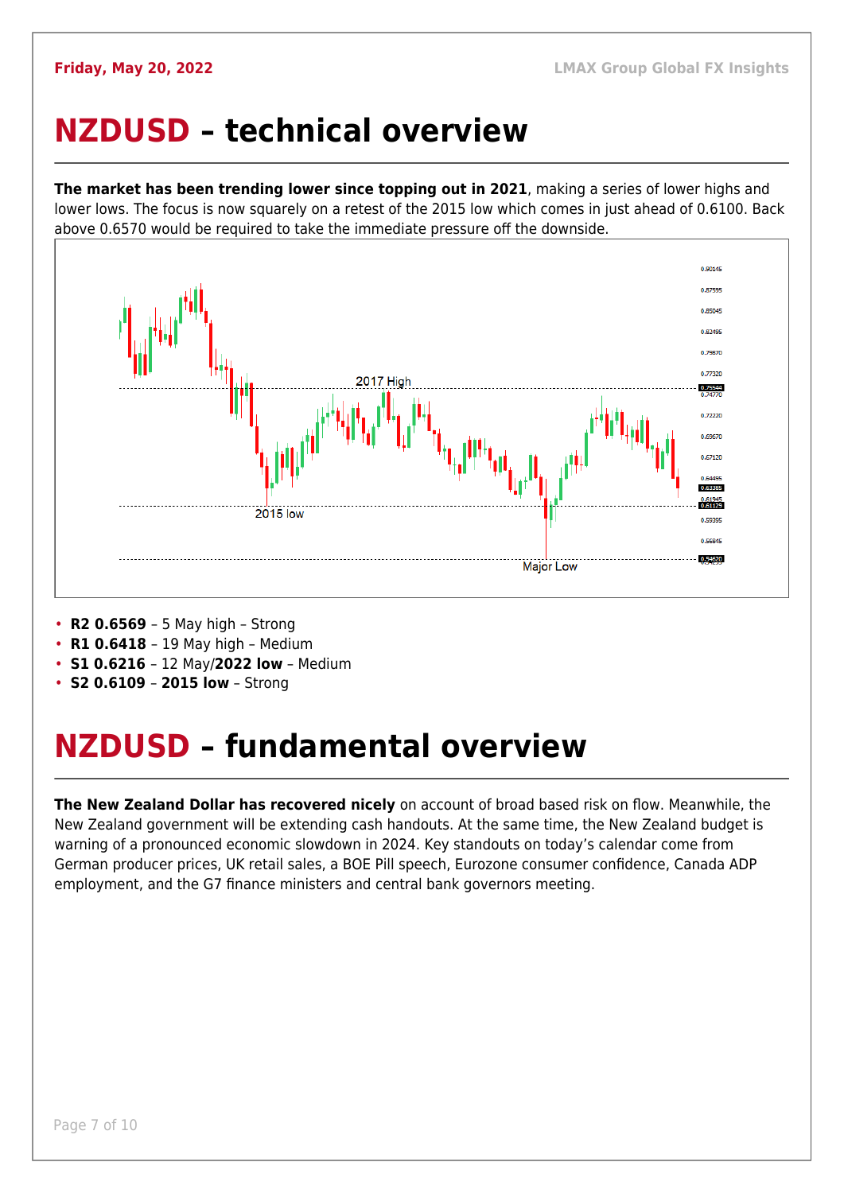# NZDUSD – technical overview

**The market has been trending lower since topping out in 2021**, making a series of lower highs and lower lows. The focus is now squarely on a retest of the 2015 low which comes in just ahead of 0.6100. Back above 0.6570 would be required to take the immediate pressure off the downside.

- **R2 0.6569** – 5 May high – Strong
- **R1 0.6418** – 19 May high – Medium
- **S1 0.6216** – 12 May/**2022 low** – Medium
- **S2 0.6109** – **2015 low** – Strong

# NZDUSD – fundamental overview

**The New Zealand Dollar has recovered nicely** on account of broad based risk on flow. Meanwhile, the New Zealand government will be extending cash handouts. At the same time, the New Zealand budget is warning of a pronounced economic slowdown in 2024. Key standouts on today's calendar come from German producer prices, UK retail sales, a BOE Pill speech, Eurozone consumer confidence, Canada ADP employment, and the G7 finance ministers and central bank governors meeting.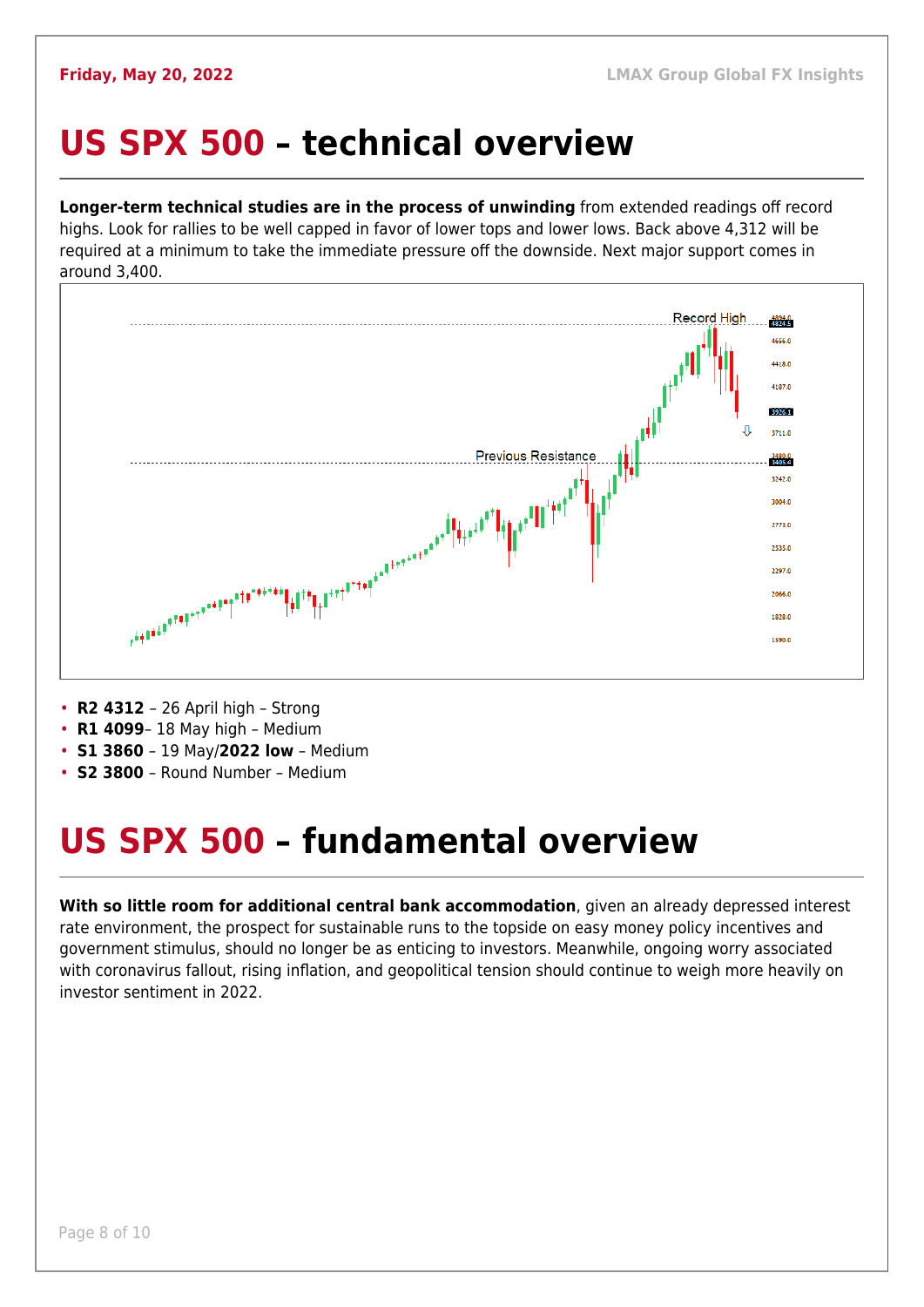# US SPX 500 – technical overview

**Longer-term technical studies are in the process of unwinding** from extended readings off record highs. Look for rallies to be well capped in favor of lower tops and lower lows. Back above 4,312 will be required at a minimum to take the immediate pressure off the downside. Next major support comes in around 3,400.

- **R2 4312** – 26 April high – Strong
- **R1 4099**– 18 May high – Medium
- **S1 3860** – 19 May/**2022 low** – Medium
- **S2 3800** – Round Number – Medium

# US SPX 500 – fundamental overview

**With so little room for additional central bank accommodation**, given an already depressed interest rate environment, the prospect for sustainable runs to the topside on easy money policy incentives and government stimulus, should no longer be as enticing to investors. Meanwhile, ongoing worry associated with coronavirus fallout, rising inflation, and geopolitical tension should continue to weigh more heavily on investor sentiment in 2022.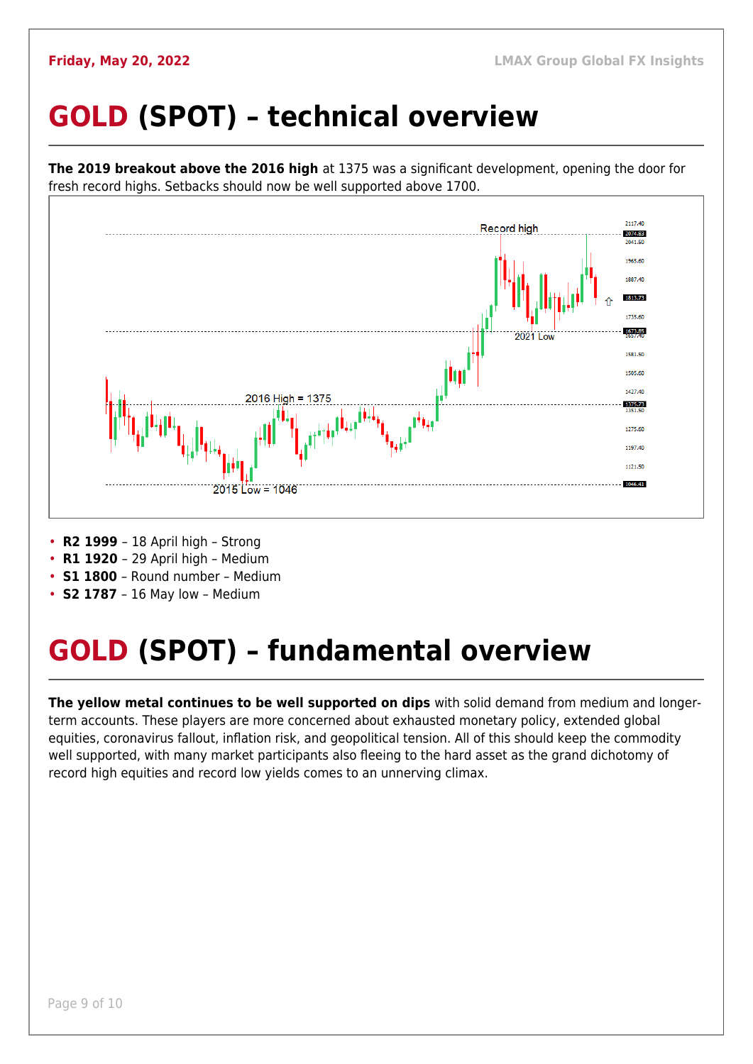# **GOLD** (SPOT) – technical overview

**The 2019 breakout above the 2016 high** at 1375 was a significant development, opening the door for fresh record highs. Setbacks should now be well supported above 1700.

- **R2 1999** – 18 April high – Strong
- **R1 1920** – 29 April high – Medium
- **S1 1800** – Round number – Medium
- **S2 1787** – 16 May low – Medium

# **GOLD** (SPOT) – fundamental overview

**The yellow metal continues to be well supported on dips** with solid demand from medium and longer-term accounts. These players are more concerned about exhausted monetary policy, extended global equities, coronavirus fallout, inflation risk, and geopolitical tension. All of this should keep the commodity well supported, with many market participants also fleeing to the hard asset as the grand dichotomy of record high equities and record low yields comes to an unnerving climax.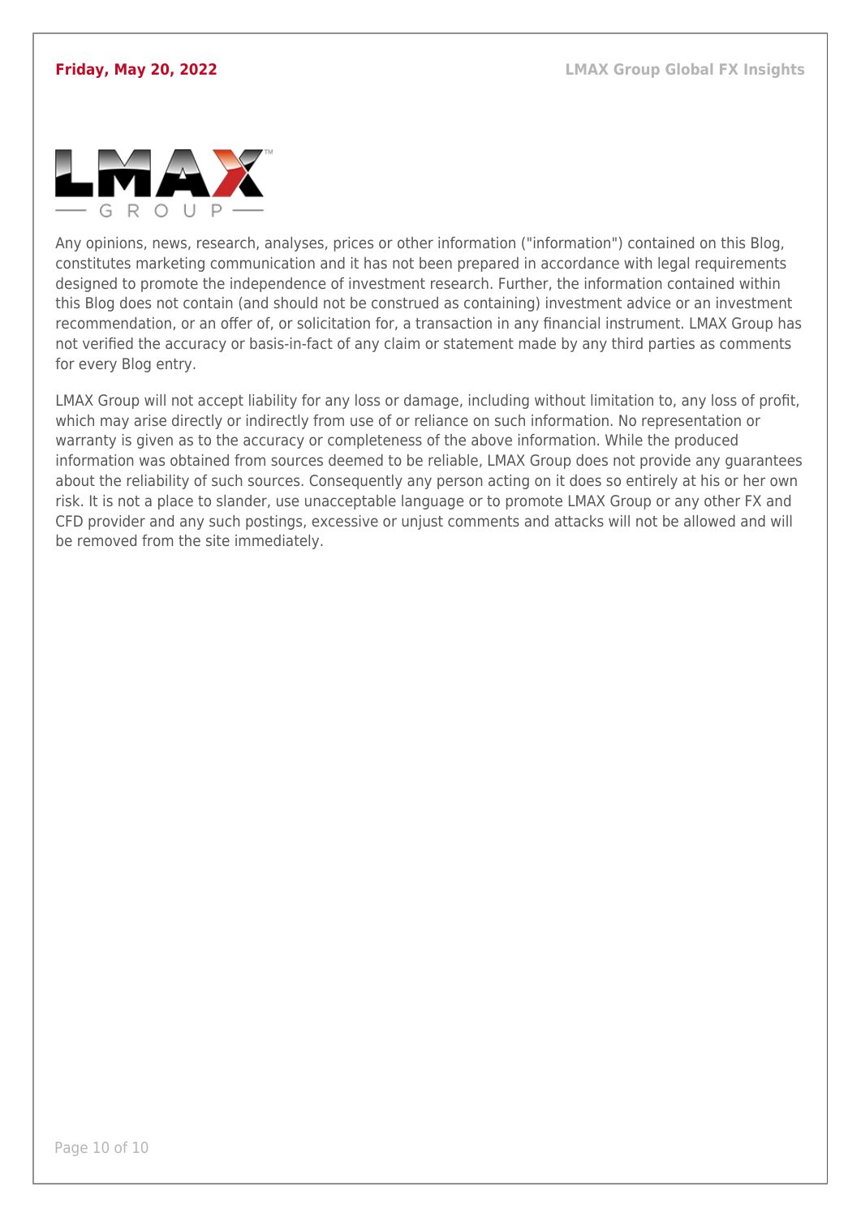Any opinions, news, research, analyses, prices or other information ("information") contained on this Blog, constitutes marketing communication and it has not been prepared in accordance with legal requirements designed to promote the independence of investment research. Further, the information contained within this Blog does not contain (and should not be construed as containing) investment advice or an investment recommendation, or an offer of, or solicitation for, a transaction in any financial instrument. LMAX Group has not verified the accuracy or basis-in-fact of any claim or statement made by any third parties as comments for every Blog entry.

LMAX Group will not accept liability for any loss or damage, including without limitation to, any loss of profit, which may arise directly or indirectly from use of or reliance on such information. No representation or warranty is given as to the accuracy or completeness of the above information. While the produced information was obtained from sources deemed to be reliable, LMAX Group does not provide any guarantees about the reliability of such sources. Consequently any person acting on it does so entirely at his or her own risk. It is not a place to slander, use unacceptable language or to promote LMAX Group or any other FX and CFD provider and any such postings, excessive or unjust comments and attacks will not be allowed and will be removed from the site immediately.